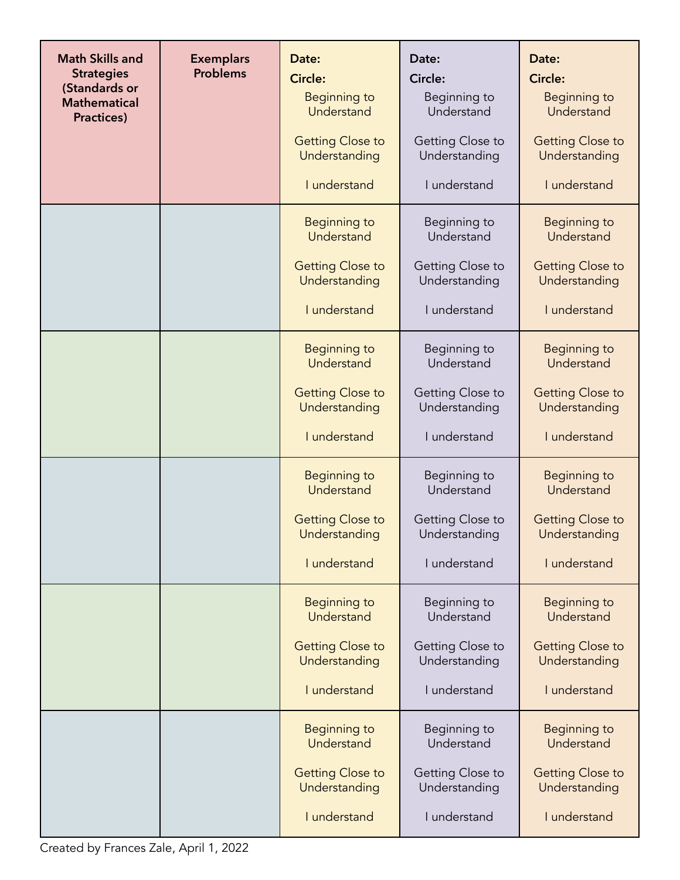| Math Skills and Strategies (Standards or Mathematical Practices) | Exemplars Problems | **Date:** **Circle:** Beginning to Understand Getting Close to Understanding I understand | **Date:** **Circle:** Beginning to Understand Getting Close to Understanding I understand | **Date:** **Circle:** Beginning to Understand Getting Close to Understanding I understand |
|---|---|---|---|---|
| | | Beginning to Understand Getting Close to Understanding I understand | Beginning to Understand Getting Close to Understanding I understand | Beginning to Understand Getting Close to Understanding I understand |
| | | Beginning to Understand Getting Close to Understanding I understand | Beginning to Understand Getting Close to Understanding I understand | Beginning to Understand Getting Close to Understanding I understand |
| | | Beginning to Understand Getting Close to Understanding I understand | Beginning to Understand Getting Close to Understanding I understand | Beginning to Understand Getting Close to Understanding I understand |
| | | Beginning to Understand Getting Close to Understanding I understand | Beginning to Understand Getting Close to Understanding I understand | Beginning to Understand Getting Close to Understanding I understand |
| | | Beginning to Understand Getting Close to Understanding I understand | Beginning to Understand Getting Close to Understanding I understand | Beginning to Understand Getting Close to Understanding I understand |

Created by Frances Zale, April 1, 2022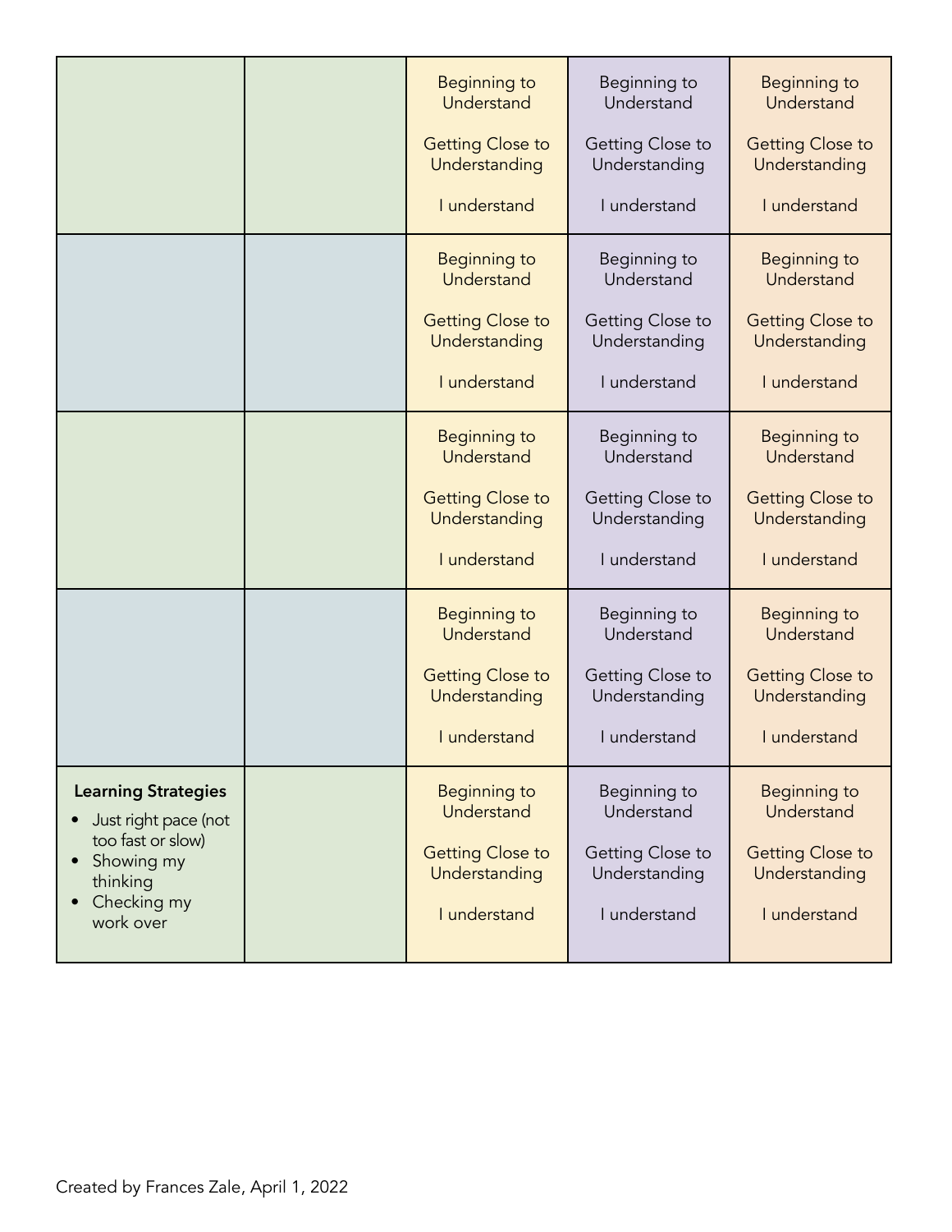| | | | | |
|---|---|---|---|---|
| | | Beginning to Understand<br><br>Getting Close to Understanding<br><br>I understand | Beginning to Understand<br><br>Getting Close to Understanding<br><br>I understand | Beginning to Understand<br><br>Getting Close to Understanding<br><br>I understand |
| | | Beginning to Understand<br><br>Getting Close to Understanding<br><br>I understand | Beginning to Understand<br><br>Getting Close to Understanding<br><br>I understand | Beginning to Understand<br><br>Getting Close to Understanding<br><br>I understand |
| | | Beginning to Understand<br><br>Getting Close to Understanding<br><br>I understand | Beginning to Understand<br><br>Getting Close to Understanding<br><br>I understand | Beginning to Understand<br><br>Getting Close to Understanding<br><br>I understand |
| | | Beginning to Understand<br><br>Getting Close to Understanding<br><br>I understand | Beginning to Understand<br><br>Getting Close to Understanding<br><br>I understand | Beginning to Understand<br><br>Getting Close to Understanding<br><br>I understand |
| **Learning Strategies**<br>• Just right pace (not too fast or slow)<br>• Showing my thinking<br>• Checking my work over | | Beginning to Understand<br><br>Getting Close to Understanding<br><br>I understand | Beginning to Understand<br><br>Getting Close to Understanding<br><br>I understand | Beginning to Understand<br><br>Getting Close to Understanding<br><br>I understand |

Created by Frances Zale, April 1, 2022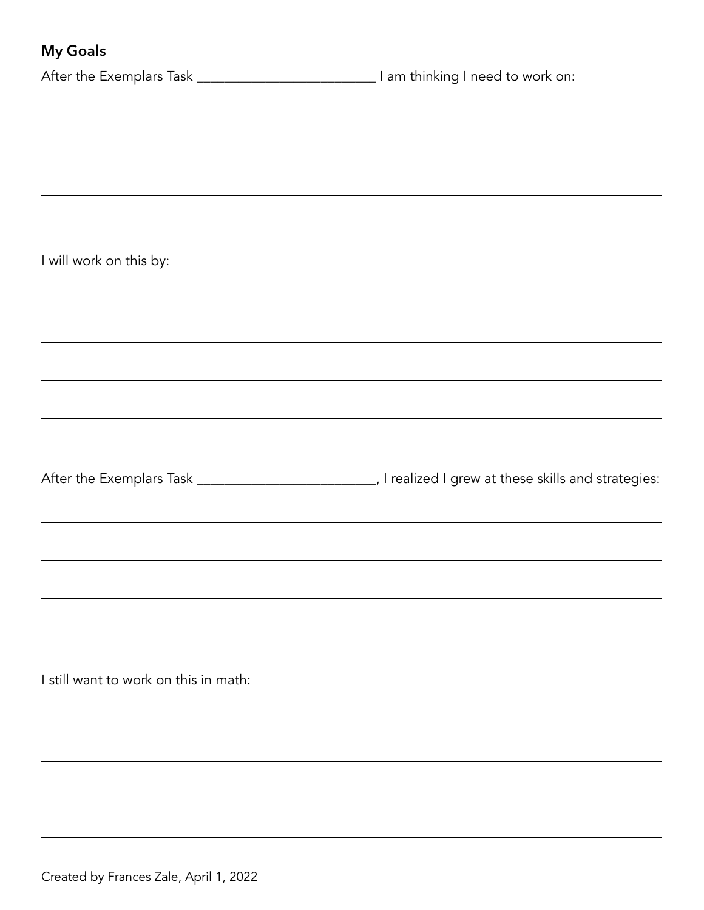**My Goals**

After the Exemplars Task _________________________ I am thinking I need to work on:

I will work on this by:

After the Exemplars Task _________________________, I realized I grew at these skills and strategies:

I still want to work on this in math:

Created by Frances Zale, April 1, 2022